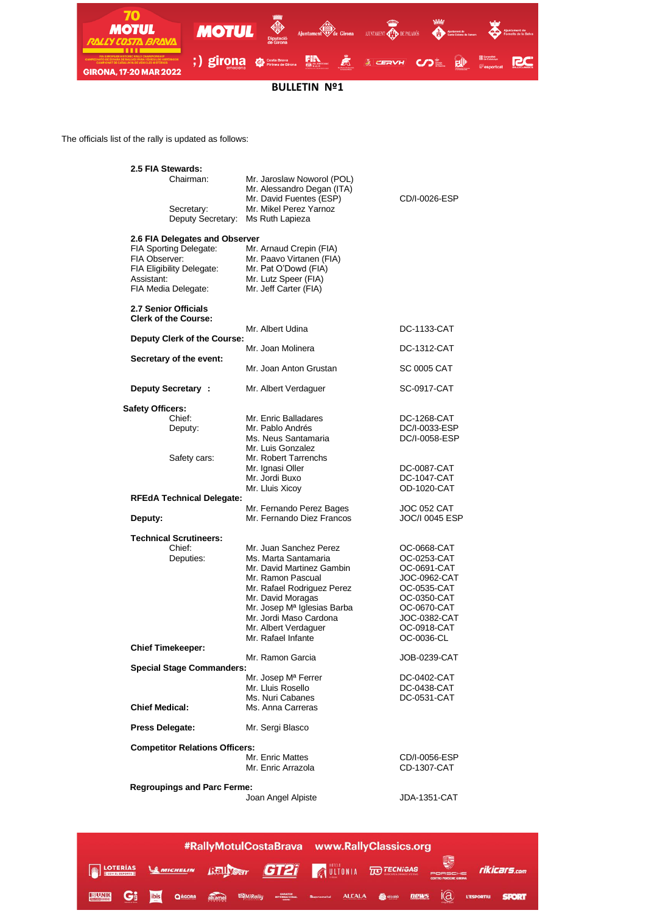# BULLETIN Nº1

The officials list of the rally is updated as follows:

**2.5 FIA Stewards:**

| | | |
|---|---|---|
| Chairman: | Mr. Jaroslaw Noworol (POL) | |
| | Mr. Alessandro Degan (ITA) | |
| | Mr. David Fuentes (ESP) | CD/I-0026-ESP |
| Secretary: | Mr. Mikel Perez Yarnoz | |
| Deputy Secretary: | Ms Ruth Lapieza | |

**2.6 FIA Delegates and Observer**

| | |
|---|---|
| FIA Sporting Delegate: | Mr. Arnaud Crepin (FIA) |
| FIA Observer: | Mr. Paavo Virtanen (FIA) |
| FIA Eligibility Delegate: | Mr. Pat O'Dowd (FIA) |
| Assistant: | Mr. Lutz Speer (FIA) |
| FIA Media Delegate: | Mr. Jeff Carter (FIA) |

**2.7 Senior Officials**

| | | |
|---|---|---|
| **Clerk of the Course:** | Mr. Albert Udina | DC-1133-CAT |
| **Deputy Clerk of the Course:** | Mr. Joan Molinera | DC-1312-CAT |
| **Secretary of the event:** | Mr. Joan Anton Grustan | SC 0005 CAT |
| **Deputy Secretary :** | Mr. Albert Verdaguer | SC-0917-CAT |

**Safety Officers:**

| | | |
|---|---|---|
| Chief: | Mr. Enric Balladares | DC-1268-CAT |
| Deputy: | Mr. Pablo Andrés | DC/I-0033-ESP |
| | Ms. Neus Santamaria | DC/I-0058-ESP |
| | Mr. Luis Gonzalez | |
| Safety cars: | Mr. Robert Tarrenchs | |
| | Mr. Ignasi Oller | DC-0087-CAT |
| | Mr. Jordi Buxo | DC-1047-CAT |
| | Mr. Lluis Xicoy | OD-1020-CAT |

| | | |
|---|---|---|
| **RFEdA Technical Delegate:** | Mr. Fernando Perez Bages | JOC 052 CAT |
| **Deputy:** | Mr. Fernando Diez Francos | JOC/I 0045 ESP |

**Technical Scrutineers:**

| | | |
|---|---|---|
| Chief: | Mr. Juan Sanchez Perez | OC-0668-CAT |
| Deputies: | Ms. Marta Santamaria | OC-0253-CAT |
| | Mr. David Martinez Gambin | OC-0691-CAT |
| | Mr. Ramon Pascual | JOC-0962-CAT |
| | Mr. Rafael Rodriguez Perez | OC-0535-CAT |
| | Mr. David Moragas | OC-0350-CAT |
| | Mr. Josep Mª Iglesias Barba | OC-0670-CAT |
| | Mr. Jordi Maso Cardona | JOC-0382-CAT |
| | Mr. Albert Verdaguer | OC-0918-CAT |
| | Mr. Rafael Infante | OC-0036-CL |

| | | |
|---|---|---|
| **Chief Timekeeper:** | Mr. Ramon Garcia | JOB-0239-CAT |
| **Special Stage Commanders:** | Mr. Josep Mª Ferrer | DC-0402-CAT |
| | Mr. Lluis Rosello | DC-0438-CAT |
| | Ms. Nuri Cabanes | DC-0531-CAT |
| **Chief Medical:** | Ms. Anna Carreras | |
| **Press Delegate:** | Mr. Sergi Blasco | |
| **Competitor Relations Officers:** | Mr. Enric Mattes | CD/I-0056-ESP |
| | Mr. Enric Arrazola | CD-1307-CAT |
| **Regroupings and Parc Ferme:** | Joan Angel Alpiste | JDA-1351-CAT |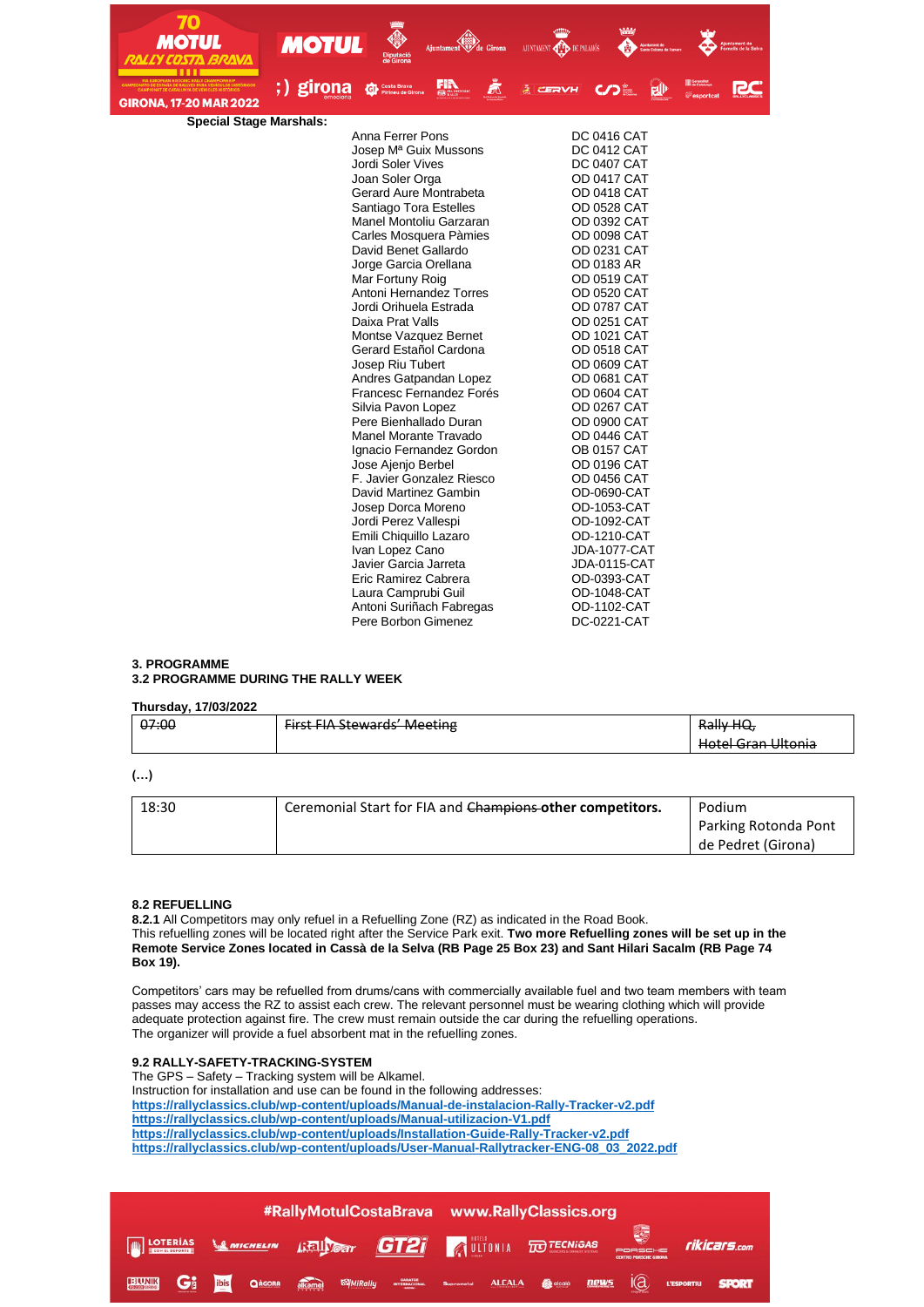**Special Stage Marshals:**

| | |
|---|---|
| Anna Ferrer Pons | DC 0416 CAT |
| Josep Mª Guix Mussons | DC 0412 CAT |
| Jordi Soler Vives | DC 0407 CAT |
| Joan Soler Orga | OD 0417 CAT |
| Gerard Aure Montrabeta | OD 0418 CAT |
| Santiago Tora Estelles | OD 0528 CAT |
| Manel Montoliu Garzaran | OD 0392 CAT |
| Carles Mosquera Pàmies | OD 0098 CAT |
| David Benet Gallardo | OD 0231 CAT |
| Jorge Garcia Orellana | OD 0183 AR |
| Mar Fortuny Roig | OD 0519 CAT |
| Antoni Hernandez Torres | OD 0520 CAT |
| Jordi Orihuela Estrada | OD 0787 CAT |
| Daixa Prat Valls | OD 0251 CAT |
| Montse Vazquez Bernet | OD 1021 CAT |
| Gerard Estañol Cardona | OD 0518 CAT |
| Josep Riu Tubert | OD 0609 CAT |
| Andres Gatpandan Lopez | OD 0681 CAT |
| Francesc Fernandez Forés | OD 0604 CAT |
| Silvia Pavon Lopez | OD 0267 CAT |
| Pere Bienhallado Duran | OD 0900 CAT |
| Manel Morante Travado | OD 0446 CAT |
| Ignacio Fernandez Gordon | OB 0157 CAT |
| Jose Ajenjo Berbel | OD 0196 CAT |
| F. Javier Gonzalez Riesco | OD 0456 CAT |
| David Martinez Gambin | OD-0690-CAT |
| Josep Dorca Moreno | OD-1053-CAT |
| Jordi Perez Vallespi | OD-1092-CAT |
| Emili Chiquillo Lazaro | OD-1210-CAT |
| Ivan Lopez Cano | JDA-1077-CAT |
| Javier Garcia Jarreta | JDA-0115-CAT |
| Eric Ramirez Cabrera | OD-0393-CAT |
| Laura Camprubi Guil | OD-1048-CAT |
| Antoni Suriñach Fabregas | OD-1102-CAT |
| Pere Borbon Gimenez | DC-0221-CAT |

**3. PROGRAMME**
**3.2 PROGRAMME DURING THE RALLY WEEK**

**Thursday, 17/03/2022**

| | | |
|---|---|---|
| ~~07:00~~ | ~~First FIA Stewards' Meeting~~ | ~~Rally HQ, Hotel Gran Ultonia~~ |

**(…)**

| | | |
|---|---|---|
| 18:30 | Ceremonial Start for FIA and ~~Champions~~ **other competitors.** | Podium Parking Rotonda Pont de Pedret (Girona) |

**8.2 REFUELLING**

**8.2.1** All Competitors may only refuel in a Refuelling Zone (RZ) as indicated in the Road Book.
This refuelling zones will be located right after the Service Park exit. **Two more Refuelling zones will be set up in the Remote Service Zones located in Cassà de la Selva (RB Page 25 Box 23) and Sant Hilari Sacalm (RB Page 74 Box 19).**

Competitors' cars may be refuelled from drums/cans with commercially available fuel and two team members with team passes may access the RZ to assist each crew. The relevant personnel must be wearing clothing which will provide adequate protection against fire. The crew must remain outside the car during the refuelling operations.
The organizer will provide a fuel absorbent mat in the refuelling zones.

**9.2 RALLY-SAFETY-TRACKING-SYSTEM**

The GPS – Safety – Tracking system will be Alkamel.
Instruction for installation and use can be found in the following addresses:
**https://rallyclassics.club/wp-content/uploads/Manual-de-instalacion-Rally-Tracker-v2.pdf**
**https://rallyclassics.club/wp-content/uploads/Manual-utilizacion-V1.pdf**
**https://rallyclassics.club/wp-content/uploads/Installation-Guide-Rally-Tracker-v2.pdf**
**https://rallyclassics.club/wp-content/uploads/User-Manual-Rallytracker-ENG-08_03_2022.pdf**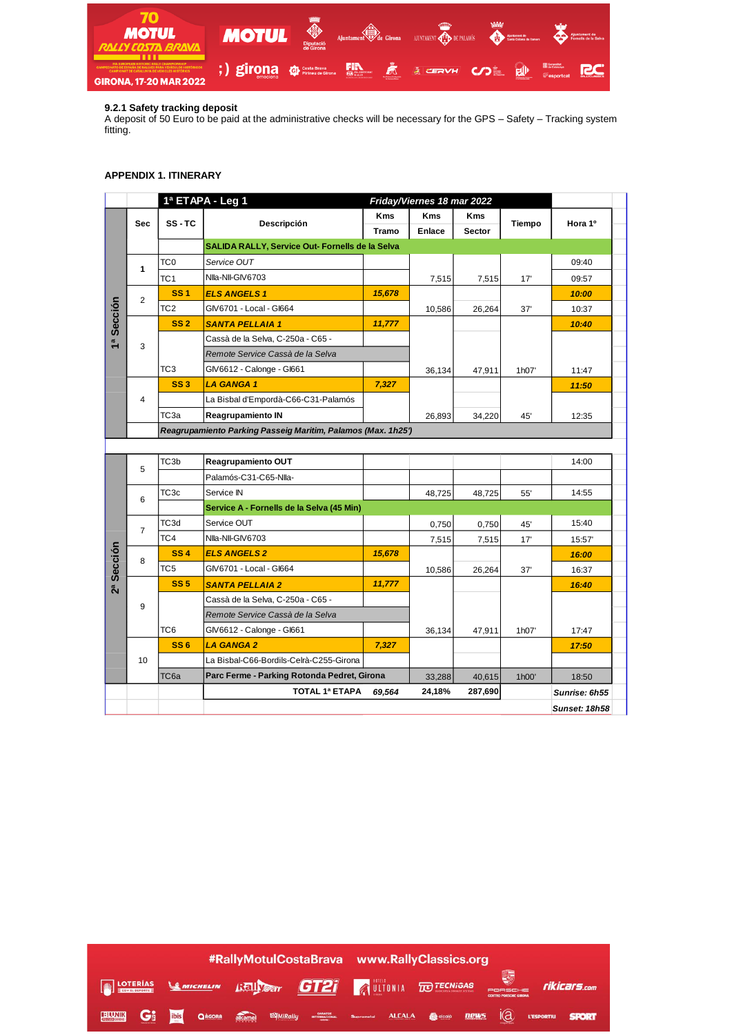### 9.2.1 Safety tracking deposit

A deposit of 50 Euro to be paid at the administrative checks will be necessary for the GPS – Safety – Tracking system fitting.

### APPENDIX 1. ITINERARY

| | Sec | SS - TC | Descripción | Kms Tramo | Kms Enlace | Kms Sector | Tiempo | Hora 1º |
|---|---|---|---|---|---|---|---|---|
| | | **1ª ETAPA - Leg 1** | | | *Friday/Viernes 18 mar 2022* | | | |
| 1ª Sección | | | **SALIDA RALLY, Service Out- Fornells de la Selva** | | | | | |
| | 1 | TC0 | *Service OUT* | | | | | 09:40 |
| | | TC1 | NIIa-NII-GIV6703 | | 7,515 | 7,515 | 17' | 09:57 |
| | 2 | **SS 1** | ***ELS ANGELS 1*** | ***15,678*** | | | | ***10:00*** |
| | | TC2 | GIV6701 - Local - GI664 | | 10,586 | 26,264 | 37' | 10:37 |
| | 3 | **SS 2** | ***SANTA PELLAIA 1*** | ***11,777*** | | | | ***10:40*** |
| | | | Cassà de la Selva, C-250a - C65 - | | | | | |
| | | | *Remote Service Cassà de la Selva* | | | | | |
| | | TC3 | GIV6612 - Calonge - GI661 | | 36,134 | 47,911 | 1h07' | 11:47 |
| | 4 | **SS 3** | ***LA GANGA 1*** | ***7,327*** | | | | ***11:50*** |
| | | | La Bisbal d'Empordà-C66-C31-Palamós | | | | | |
| | | TC3a | **Reagrupamiento IN** | | 26,893 | 34,220 | 45' | 12:35 |
| | | ***Reagrupamiento Parking Passeig Maritim, Palamos (Max. 1h25')*** | | | | | | |
| 2ª Sección | 5 | TC3b | **Reagrupamiento OUT** | | | | | 14:00 |
| | | | Palamós-C31-C65-NIIa- | | | | | |
| | 6 | TC3c | Service IN | | 48,725 | 48,725 | 55' | 14:55 |
| | | | **Service A - Fornells de la Selva (45 Min)** | | | | | |
| | 7 | TC3d | Service OUT | | 0,750 | 0,750 | 45' | 15:40 |
| | | TC4 | NIIa-NII-GIV6703 | | 7,515 | 7,515 | 17' | 15:57' |
| | 8 | **SS 4** | ***ELS ANGELS 2*** | ***15,678*** | | | | ***16:00*** |
| | | TC5 | GIV6701 - Local - GI664 | | 10,586 | 26,264 | 37' | 16:37 |
| | 9 | **SS 5** | ***SANTA PELLAIA 2*** | ***11,777*** | | | | ***16:40*** |
| | | | Cassà de la Selva, C-250a - C65 - | | | | | |
| | | | *Remote Service Cassà de la Selva* | | | | | |
| | | TC6 | GIV6612 - Calonge - GI661 | | 36,134 | 47,911 | 1h07' | 17:47 |
| | 10 | **SS 6** | ***LA GANGA 2*** | ***7,327*** | | | | ***17:50*** |
| | | | La Bisbal-C66-Bordils-Celrà-C255-Girona | | | | | |
| | | TC6a | **Parc Ferme - Parking Rotonda Pedret, Girona** | | 33,288 | 40,615 | 1h00' | 18:50 |
| | | | **TOTAL 1ª ETAPA** | ***69,564*** | **24,18%** | **287,690** | | ***Sunrise: 6h55*** |
| | | | | | | | | ***Sunset: 18h58*** |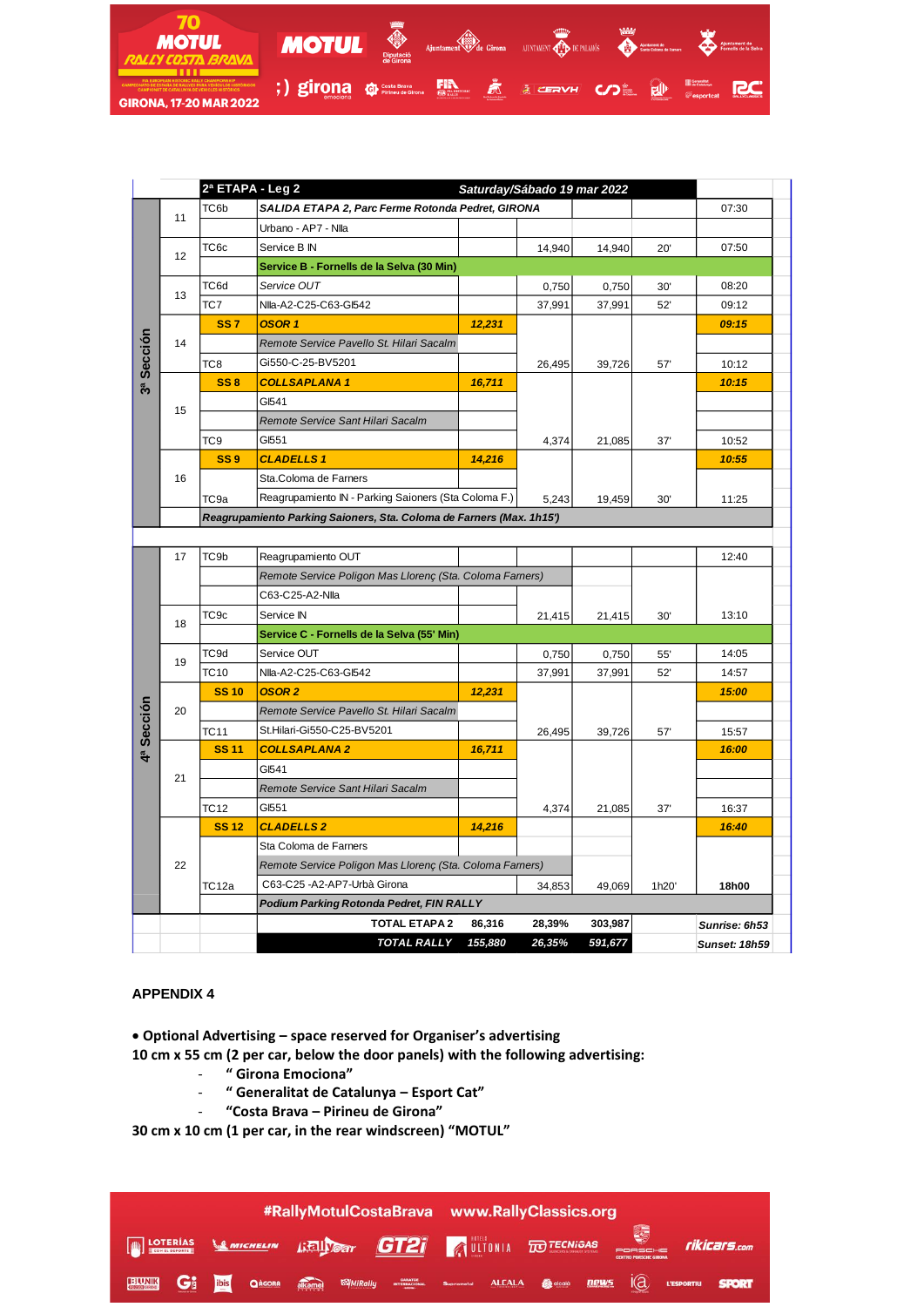| Sección | # | TC/SS | 2ª ETAPA - Leg 2 | SS km | Liaison km | Total km | Time | Saturday/Sábado 19 mar 2022 |
|---|---|---|---|---|---|---|---|---|
| 3ª Sección | 11 | TC6b | *SALIDA ETAPA 2, Parc Ferme Rotonda Pedret, GIRONA* | | | | | 07:30 |
| | | | Urbano - AP7 - NIIa | | | | | |
| | 12 | TC6c | Service B IN | | 14,940 | 14,940 | 20' | 07:50 |
| | | | **Service B - Fornells de la Selva (30 Min)** | | | | | |
| | 13 | TC6d | *Service OUT* | | 0,750 | 0,750 | 30' | 08:20 |
| | | TC7 | NIIa-A2-C25-C63-GI542 | | 37,991 | 37,991 | 52' | 09:12 |
| | 14 | **SS 7** | ***OSOR 1*** | ***12,231*** | | | | ***09:15*** |
| | | | *Remote Service Pavello St. Hilari Sacalm* | | | | | |
| | | TC8 | Gi550-C-25-BV5201 | | 26,495 | 39,726 | 57' | 10:12 |
| | 15 | **SS 8** | ***COLLSAPLANA 1*** | ***16,711*** | | | | ***10:15*** |
| | | | GI541 | | | | | |
| | | | *Remote Service Sant Hilari Sacalm* | | | | | |
| | | TC9 | GI551 | | 4,374 | 21,085 | 37' | 10:52 |
| | 16 | **SS 9** | ***CLADELLS 1*** | ***14,216*** | | | | ***10:55*** |
| | | | Sta.Coloma de Farners | | | | | |
| | | TC9a | Reagrupamiento IN - Parking Saioners (Sta Coloma F.) | | 5,243 | 19,459 | 30' | 11:25 |
| | | | ***Reagrupamiento Parking Saioners, Sta. Coloma de Farners (Max. 1h15')*** | | | | | |
| 4ª Sección | 17 | TC9b | Reagrupamiento OUT | | | | | 12:40 |
| | | | *Remote Service Poligon Mas Llorenç (Sta. Coloma Farners)* | | | | | |
| | | | C63-C25-A2-NIIa | | | | | |
| | 18 | TC9c | Service IN | | 21,415 | 21,415 | 30' | 13:10 |
| | | | **Service C - Fornells de la Selva (55' Min)** | | | | | |
| | 19 | TC9d | Service OUT | | 0,750 | 0,750 | 55' | 14:05 |
| | | TC10 | NIIa-A2-C25-C63-GI542 | | 37,991 | 37,991 | 52' | 14:57 |
| | 20 | **SS 10** | ***OSOR 2*** | ***12,231*** | | | | ***15:00*** |
| | | | *Remote Service Pavello St. Hilari Sacalm* | | | | | |
| | | TC11 | St.Hilari-Gi550-C25-BV5201 | | 26,495 | 39,726 | 57' | 15:57 |
| | 21 | **SS 11** | ***COLLSAPLANA 2*** | ***16,711*** | | | | ***16:00*** |
| | | | GI541 | | | | | |
| | | | *Remote Service Sant Hilari Sacalm* | | | | | |
| | | TC12 | GI551 | | 4,374 | 21,085 | 37' | 16:37 |
| | 22 | **SS 12** | ***CLADELLS 2*** | ***14,216*** | | | | ***16:40*** |
| | | | Sta Coloma de Farners | | | | | |
| | | | *Remote Service Poligon Mas Llorenç (Sta. Coloma Farners)* | | | | | |
| | | TC12a | C63-C25 -A2-AP7-Urbà Girona | | 34,853 | 49,069 | 1h20' | **18h00** |
| | | | ***Podium Parking Rotonda Pedret, FIN RALLY*** | | | | | |
| | | | **TOTAL ETAPA 2** | **86,316** | **28,39%** | **303,987** | | ***Sunrise: 6h53*** |
| | | | ***TOTAL RALLY*** | ***155,880*** | ***26,35%*** | ***591,677*** | | ***Sunset: 18h59*** |

## APPENDIX 4

- **Optional Advertising – space reserved for Organiser's advertising**

**10 cm x 55 cm (2 per car, below the door panels) with the following advertising:**

- **" Girona Emociona"**
- **" Generalitat de Catalunya – Esport Cat"**
- **"Costa Brava – Pirineu de Girona"**

**30 cm x 10 cm (1 per car, in the rear windscreen) "MOTUL"**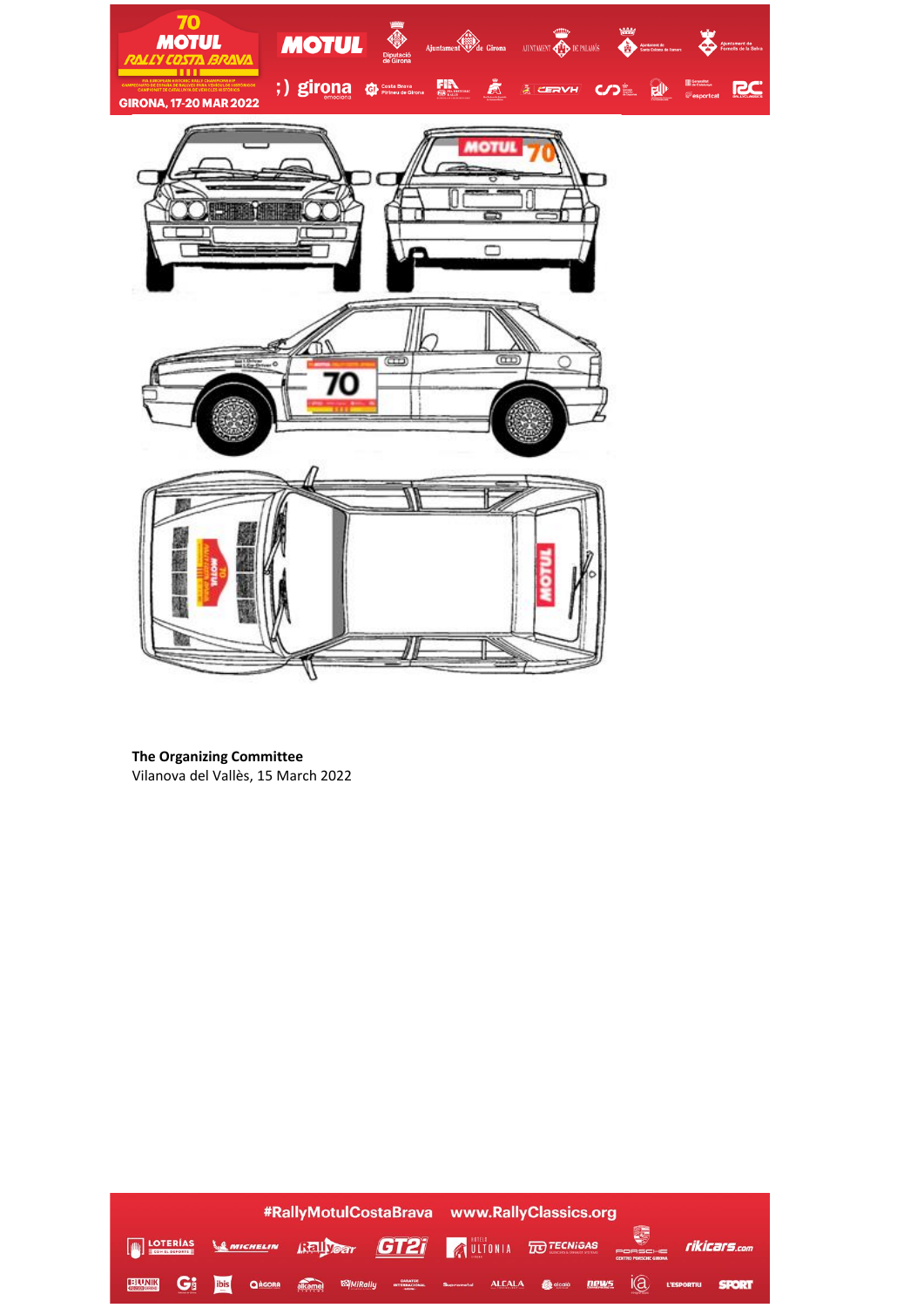**The Organizing Committee**
Vilanova del Vallès, 15 March 2022